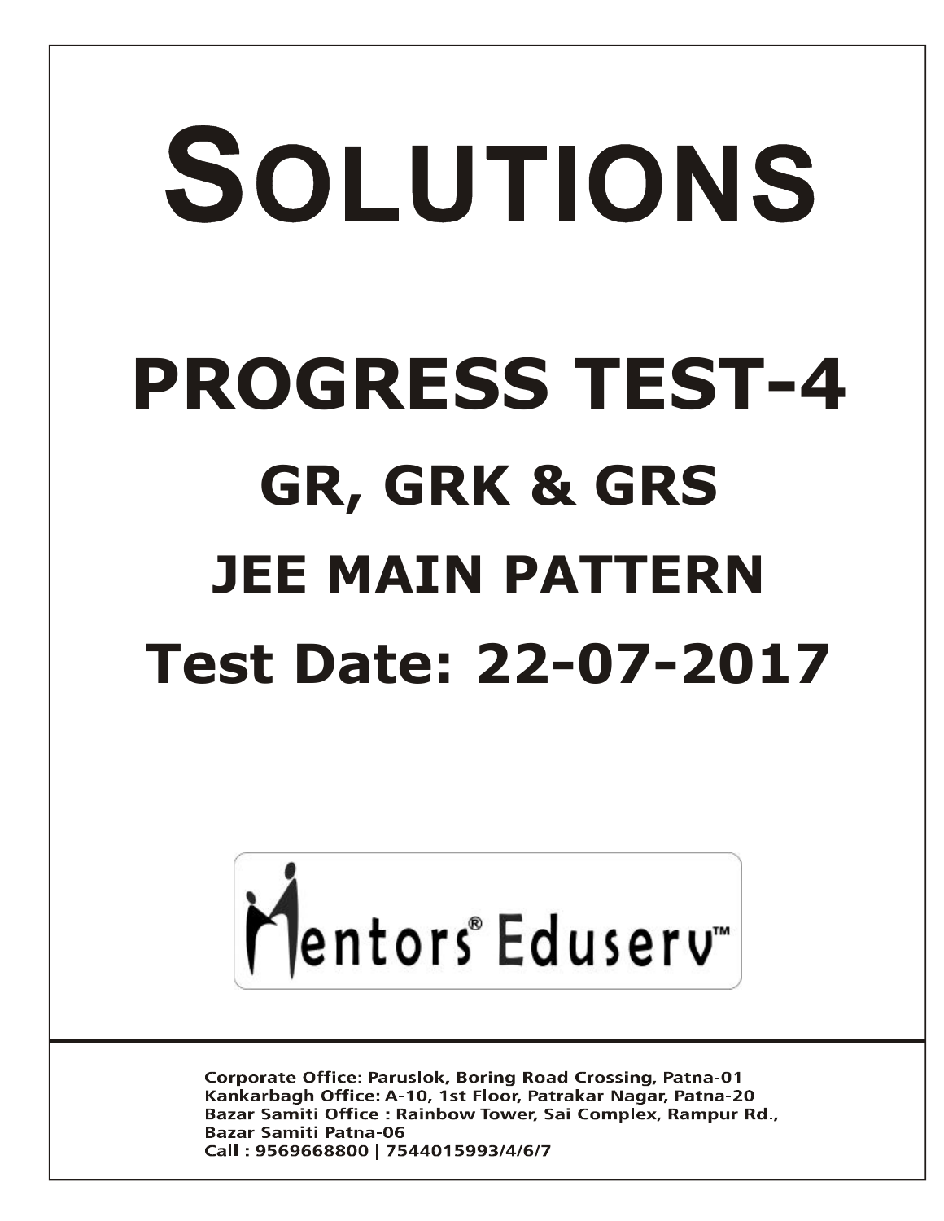# SOLUTIONS

# PROGRESS TEST-4

## GR, GRK & GRS

## JEE MAIN PATTERN

## Test Date: 22-07-2017

Mentors® Eduserv™

**Corporate Office: Paruslok, Boring Road Crossing, Patna-01**
**Kankarbagh Office: A-10, 1st Floor, Patrakar Nagar, Patna-20**
**Bazar Samiti Office : Rainbow Tower, Sai Complex, Rampur Rd., Bazar Samiti Patna-06**
**Call : 9569668800 | 7544015993/4/6/7**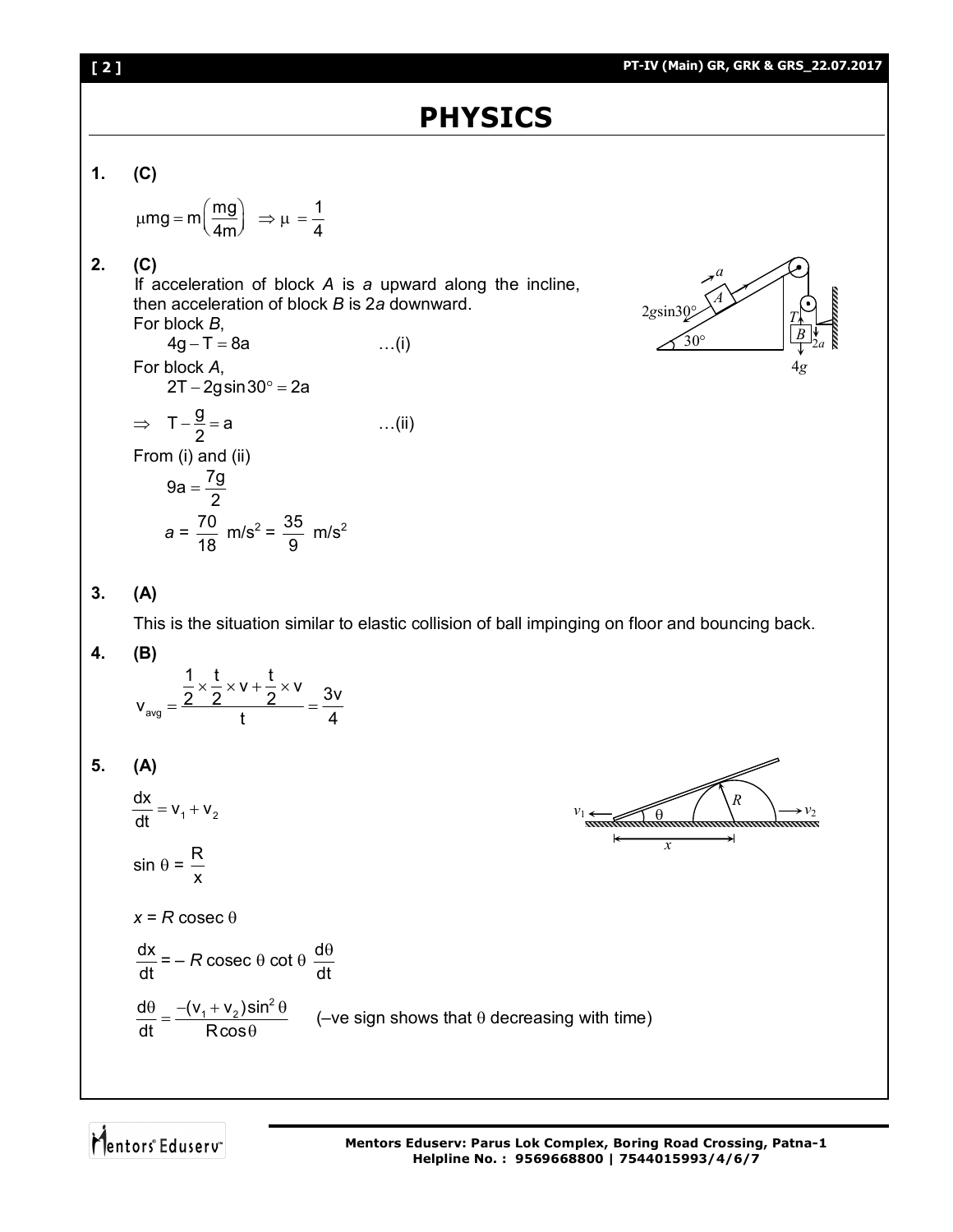# PHYSICS

**1.** **(C)**

$$\mu mg = m\left(\frac{mg}{4m}\right) \Rightarrow \mu = \frac{1}{4}$$

**2.** **(C)**

If acceleration of block *A* is *a* upward along the incline, then acceleration of block *B* is 2*a* downward.

For block *B*,

$$4g - T = 8a \qquad \ldots(i)$$

For block *A*,

$$2T - 2g\sin 30^\circ = 2a$$

$$\Rightarrow \quad T - \frac{g}{2} = a \qquad \ldots(ii)$$

From (i) and (ii)

$$9a = \frac{7g}{2}$$

$$a = \frac{70}{18} \text{ m/s}^2 = \frac{35}{9} \text{ m/s}^2$$

**3.** **(A)**

This is the situation similar to elastic collision of ball impinging on floor and bouncing back.

**4.** **(B)**

$$v_{avg} = \frac{\frac{1}{2} \times \frac{t}{2} \times v + \frac{t}{2} \times v}{t} = \frac{3v}{4}$$

**5.** **(A)**

$$\frac{dx}{dt} = v_1 + v_2$$

$$\sin\theta = \frac{R}{x}$$

$$x = R \operatorname{cosec}\theta$$

$$\frac{dx}{dt} = -R \operatorname{cosec}\theta \cot\theta \frac{d\theta}{dt}$$

$$\frac{d\theta}{dt} = \frac{-(v_1 + v_2)\sin^2\theta}{R\cos\theta}$$ (–ve sign shows that $\theta$ decreasing with time)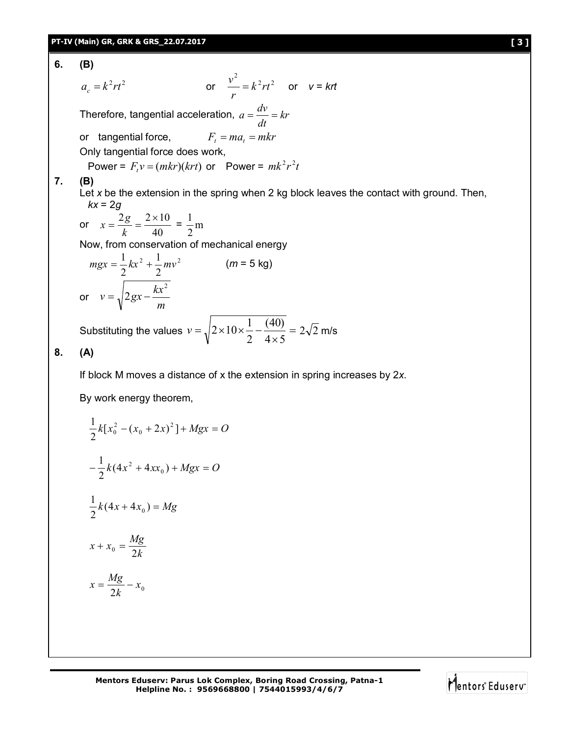**6.** **(B)**

$a_c = k^2rt^2$ or $\frac{v^2}{r} = k^2rt^2$ or $v = krt$

Therefore, tangential acceleration, $a = \frac{dv}{dt} = kr$

or tangential force, $F_t = ma_t = mkr$

Only tangential force does work,

Power = $F_t v = (mkr)(krt)$ or Power = $mk^2r^2t$

**7.** **(B)**

Let $x$ be the extension in the spring when 2 kg block leaves the contact with ground. Then,

$kx = 2g$

or $x = \frac{2g}{k} = \frac{2 \times 10}{40} = \frac{1}{2}\text{m}$

Now, from conservation of mechanical energy

$$mgx = \frac{1}{2}kx^2 + \frac{1}{2}mv^2 \qquad (m = 5 \text{ kg})$$

or $v = \sqrt{2gx - \frac{kx^2}{m}}$

Substituting the values $v = \sqrt{2 \times 10 \times \frac{1}{2} - \frac{(40)}{4 \times 5}} = 2\sqrt{2}$ m/s

**8.** **(A)**

If block M moves a distance of x the extension in spring increases by $2x$.

By work energy theorem,

$$\frac{1}{2}k[x_0^2 - (x_0 + 2x)^2] + Mgx = O$$

$$-\frac{1}{2}k(4x^2 + 4xx_0) + Mgx = O$$

$$\frac{1}{2}k(4x + 4x_0) = Mg$$

$$x + x_0 = \frac{Mg}{2k}$$

$$x = \frac{Mg}{2k} - x_0$$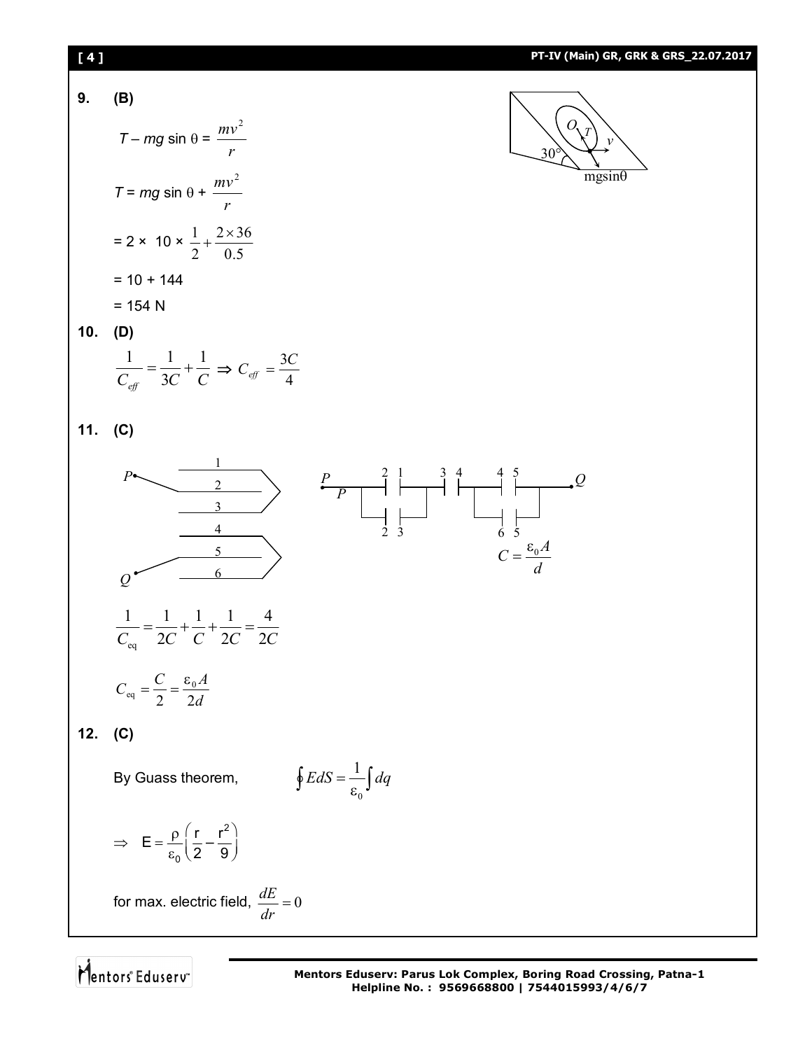**9.** **(B)**

$$T - mg\sin\theta = \frac{mv^2}{r}$$

$$T = mg\sin\theta + \frac{mv^2}{r}$$

$$= 2 \times 10 \times \frac{1}{2} + \frac{2 \times 36}{0.5}$$

$$= 10 + 144$$

$$= 154 \text{ N}$$

**10.** **(D)**

$$\frac{1}{C_{eff}} = \frac{1}{3C} + \frac{1}{C} \Rightarrow C_{eff} = \frac{3C}{4}$$

**11.** **(C)**

$$C = \frac{\varepsilon_0 A}{d}$$

$$\frac{1}{C_{eq}} = \frac{1}{2C} + \frac{1}{C} + \frac{1}{2C} = \frac{4}{2C}$$

$$C_{eq} = \frac{C}{2} = \frac{\varepsilon_0 A}{2d}$$

**12.** **(C)**

By Guass theorem, $\oint E dS = \frac{1}{\varepsilon_0}\int dq$

$$\Rightarrow \quad E = \frac{\rho}{\varepsilon_0}\left(\frac{r}{2} - \frac{r^2}{9}\right)$$

for max. electric field, $\frac{dE}{dr} = 0$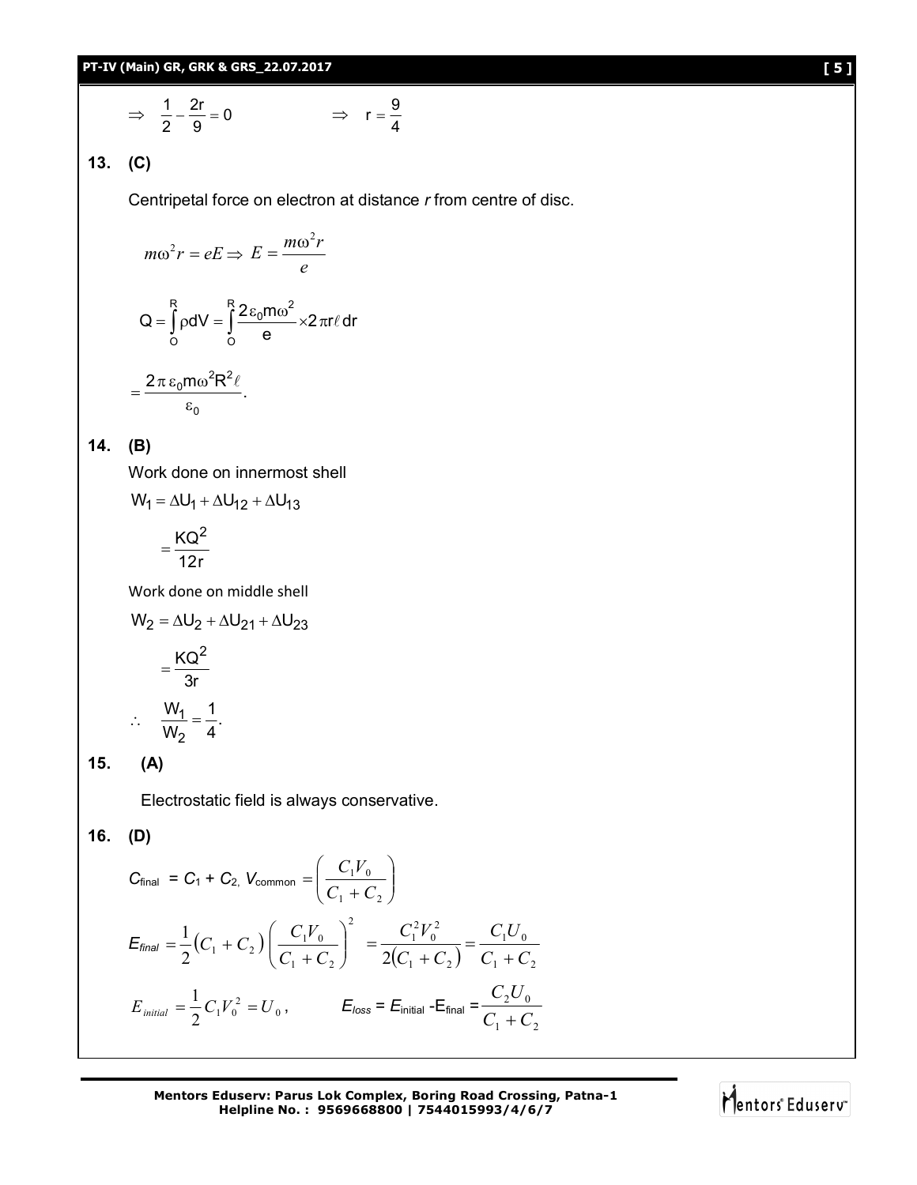$$\Rightarrow \quad \frac{1}{2} - \frac{2r}{9} = 0 \qquad\qquad \Rightarrow \quad r = \frac{9}{4}$$

**13. (C)**

Centripetal force on electron at distance *r* from centre of disc.

$$m\omega^2 r = eE \Rightarrow E = \frac{m\omega^2 r}{e}$$

$$Q = \int_O^R \rho dV = \int_O^R \frac{2\varepsilon_0 m\omega^2}{e} \times 2\pi r\ell\, dr$$

$$= \frac{2\pi\varepsilon_0 m\omega^2 R^2 \ell}{\varepsilon_0}.$$

**14. (B)**

Work done on innermost shell

$$W_1 = \Delta U_1 + \Delta U_{12} + \Delta U_{13}$$

$$= \frac{KQ^2}{12r}$$

Work done on middle shell

$$W_2 = \Delta U_2 + \Delta U_{21} + \Delta U_{23}$$

$$= \frac{KQ^2}{3r}$$

$$\therefore \quad \frac{W_1}{W_2} = \frac{1}{4}.$$

**15. (A)**

Electrostatic field is always conservative.

**16. (D)**

$C_{\text{final}} = C_1 + C_2$, $V_{\text{common}} = \left(\dfrac{C_1 V_0}{C_1 + C_2}\right)$

$$E_{final} = \frac{1}{2}(C_1 + C_2)\left(\frac{C_1 V_0}{C_1 + C_2}\right)^2 = \frac{C_1^2 V_0^2}{2(C_1 + C_2)} = \frac{C_1 U_0}{C_1 + C_2}$$

$E_{initial} = \dfrac{1}{2} C_1 V_0^2 = U_0$, $\qquad E_{loss} = E_{\text{initial}} - E_{\text{final}} = \dfrac{C_2 U_0}{C_1 + C_2}$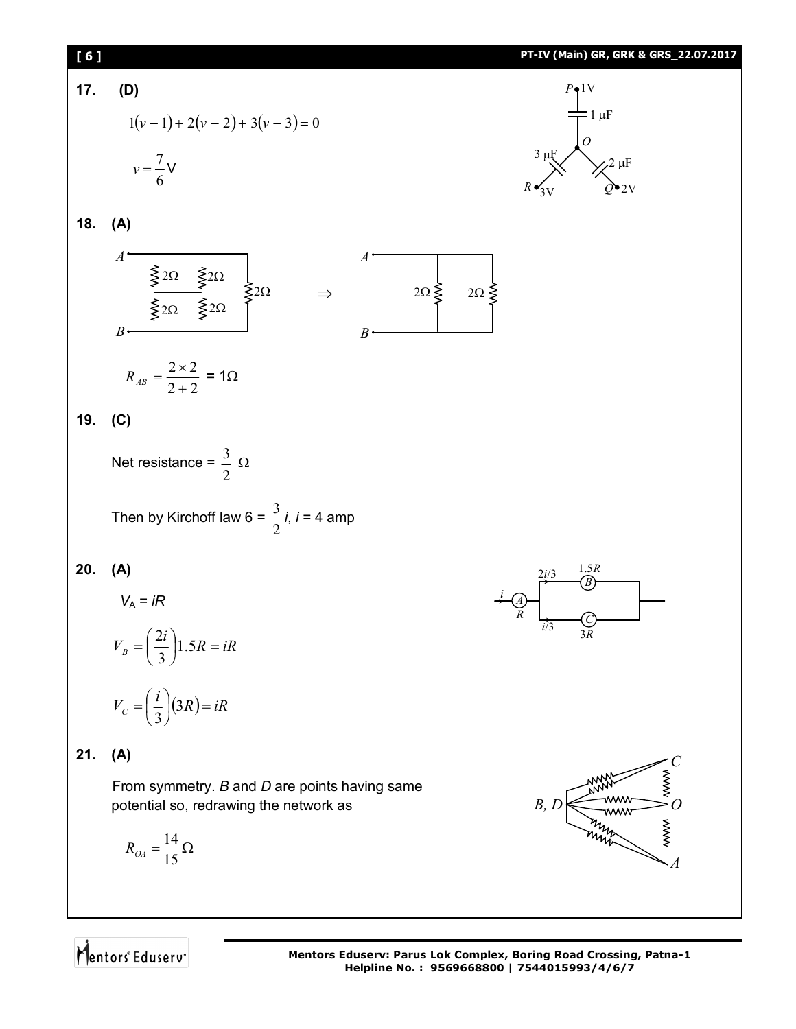**17. (D)**

$$1(v-1)+2(v-2)+3(v-3)=0$$

$$v=\frac{7}{6}\text{V}$$

**18. (A)**

$$R_{AB}=\frac{2\times 2}{2+2} = 1\Omega$$

**19. (C)**

Net resistance = $\frac{3}{2}\ \Omega$

Then by Kirchoff law 6 = $\frac{3}{2}i$, $i$ = 4 amp

**20. (A)**

$V_A = iR$

$$V_B=\left(\frac{2i}{3}\right)1.5R=iR$$

$$V_C=\left(\frac{i}{3}\right)(3R)=iR$$

**21. (A)**

From symmetry. *B* and *D* are points having same potential so, redrawing the network as

$$R_{OA}=\frac{14}{15}\Omega$$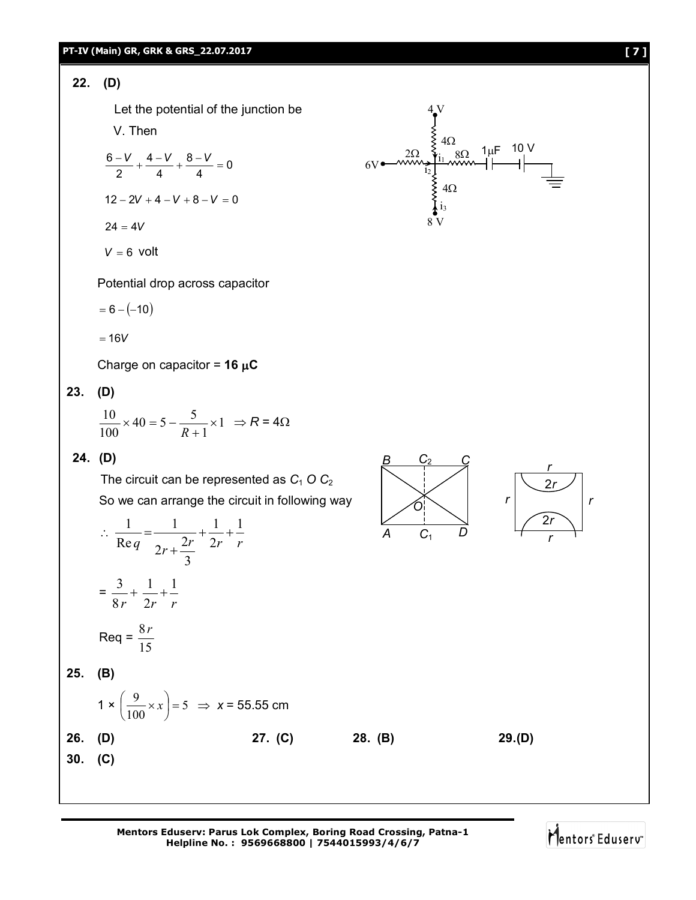**22. (D)**

Let the potential of the junction be V. Then

$$\frac{6-V}{2}+\frac{4-V}{4}+\frac{8-V}{4}=0$$

$$12-2V+4-V+8-V=0$$

$$24=4V$$

$$V=6 \text{ volt}$$

Potential drop across capacitor

$$=6-(-10)$$

$$=16V$$

Charge on capacitor = **16 μC**

**23. (D)**

$$\frac{10}{100}\times 40 = 5-\frac{5}{R+1}\times 1 \;\Rightarrow R = 4\Omega$$

**24. (D)**

The circuit can be represented as $C_1$ $O$ $C_2$

So we can arrange the circuit in following way

$$\therefore \; \frac{1}{\text{Re}q}=\frac{1}{2r+\frac{2r}{3}}+\frac{1}{2r}+\frac{1}{r}$$

$$=\frac{3}{8r}+\frac{1}{2r}+\frac{1}{r}$$

$$\text{Req} = \frac{8r}{15}$$

**25. (B)**

$$1\times\left(\frac{9}{100}\times x\right)=5 \;\Rightarrow\; x = 55.55 \text{ cm}$$

**26. (D)** **27. (C)** **28. (B)** **29. (D)**

**30. (C)**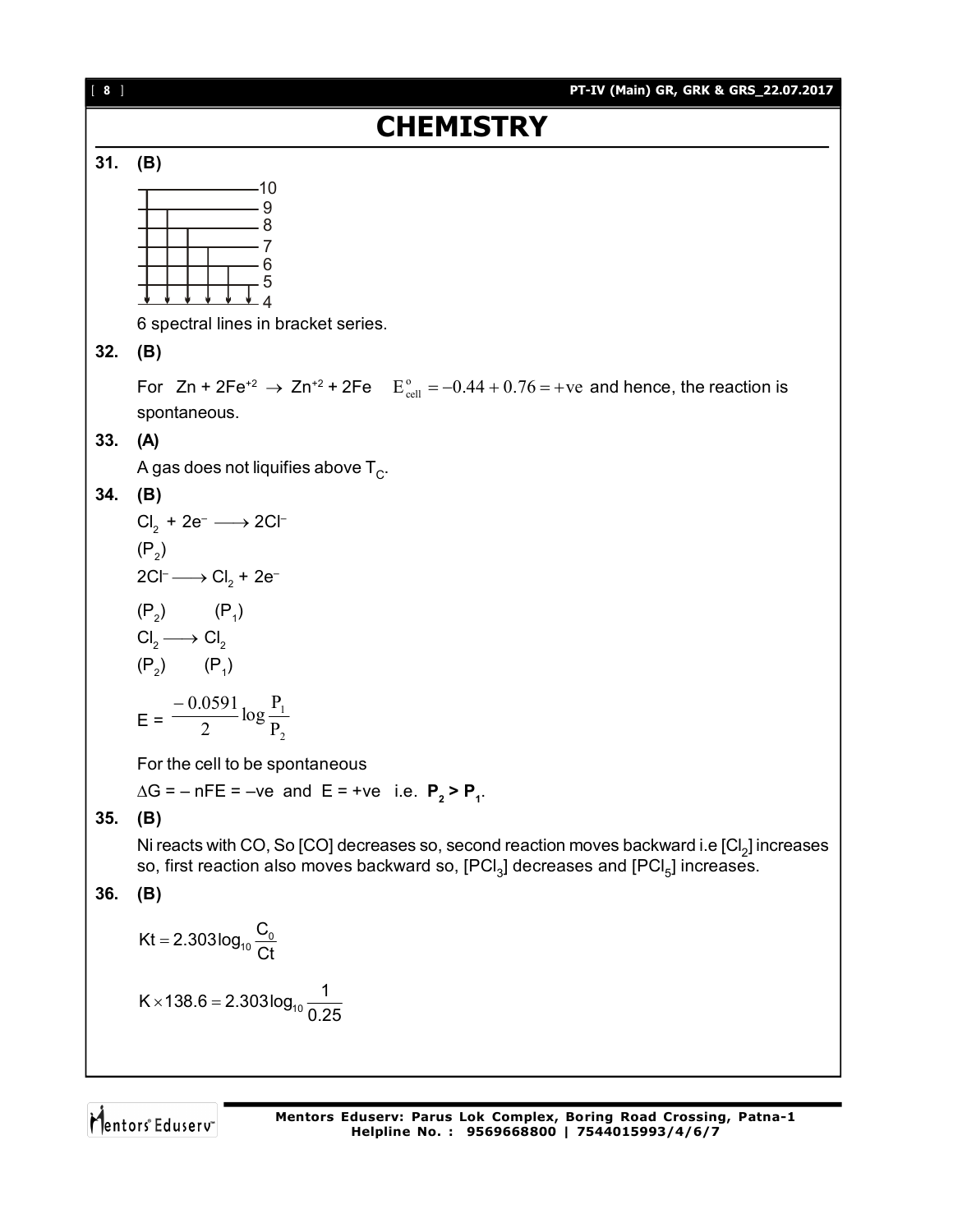# CHEMISTRY

**31. (B)**

10
9
8
7
6
5
4

6 spectral lines in bracket series.

**32. (B)**

For $Zn + 2Fe^{+2} \rightarrow Zn^{+2} + 2Fe$ $\quad E^{o}_{cell} = -0.44 + 0.76 = +ve$ and hence, the reaction is spontaneous.

**33. (A)**

A gas does not liquifies above $T_C$.

**34. (B)**

$Cl_2 + 2e^- \longrightarrow 2Cl^-$

$(P_2)$

$2Cl^- \longrightarrow Cl_2 + 2e^-$

$(P_2) \qquad (P_1)$

$Cl_2 \longrightarrow Cl_2$

$(P_2) \qquad (P_1)$

$$E = \frac{-0.0591}{2} \log \frac{P_1}{P_2}$$

For the cell to be spontaneous

$\Delta G = -nFE = -ve$ and $E = +ve$ i.e. $\mathbf{P_2 > P_1}$.

**35. (B)**

Ni reacts with CO, So [CO] decreases so, second reaction moves backward i.e $[Cl_2]$ increases so, first reaction also moves backward so, $[PCl_3]$ decreases and $[PCl_5]$ increases.

**36. (B)**

$$Kt = 2.303 \log_{10} \frac{C_0}{Ct}$$

$$K \times 138.6 = 2.303 \log_{10} \frac{1}{0.25}$$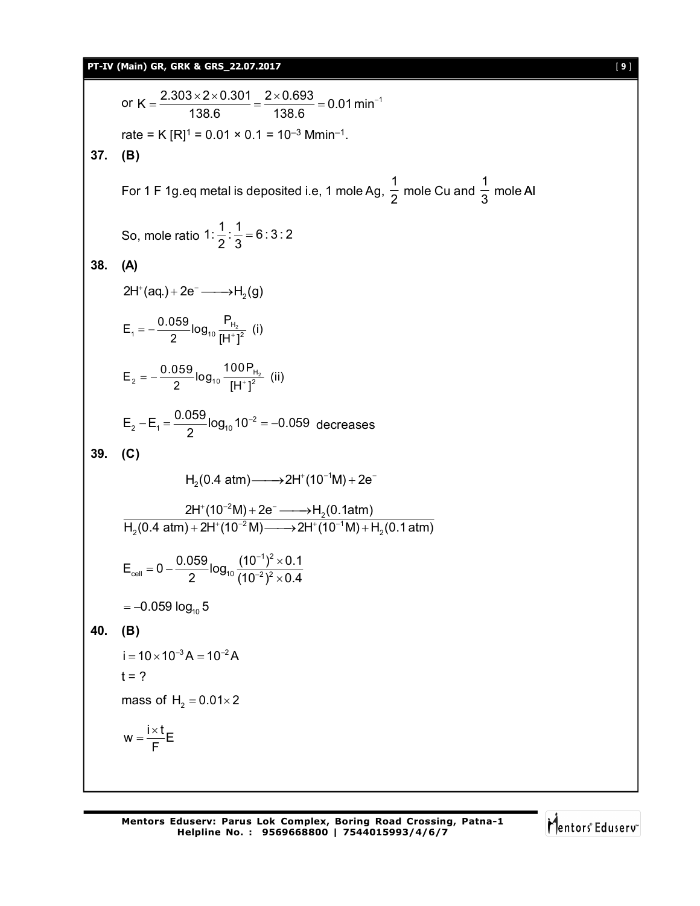or $K = \dfrac{2.303 \times 2 \times 0.301}{138.6} = \dfrac{2 \times 0.693}{138.6} = 0.01\,\text{min}^{-1}$

rate = K $[R]^1$ = 0.01 × 0.1 = $10^{-3}$ $\text{Mmin}^{-1}$.

**37. (B)**

For 1 F 1g.eq metal is deposited i.e, 1 mole Ag, $\dfrac{1}{2}$ mole Cu and $\dfrac{1}{3}$ mole Al

So, mole ratio $1 : \dfrac{1}{2} : \dfrac{1}{3} = 6 : 3 : 2$

**38. (A)**

$$2H^+(aq.) + 2e^- \longrightarrow H_2(g)$$

$$E_1 = -\frac{0.059}{2}\log_{10}\frac{P_{H_2}}{[H^+]^2} \quad \text{(i)}$$

$$E_2 = -\frac{0.059}{2}\log_{10}\frac{100P_{H_2}}{[H^+]^2} \quad \text{(ii)}$$

$$E_2 - E_1 = \frac{0.059}{2}\log_{10}10^{-2} = -0.059 \text{ decreases}$$

**39. (C)**

$$H_2(0.4\text{ atm}) \longrightarrow 2H^+(10^{-1}M) + 2e^-$$

$$2H^+(10^{-2}M) + 2e^- \longrightarrow H_2(0.1\text{atm})$$

$$\overline{H_2(0.4\text{ atm}) + 2H^+(10^{-2}M) \longrightarrow 2H^+(10^{-1}M) + H_2(0.1\text{ atm})}$$

$$E_{cell} = 0 - \frac{0.059}{2}\log_{10}\frac{(10^{-1})^2 \times 0.1}{(10^{-2})^2 \times 0.4}$$

$$= -0.059\log_{10}5$$

**40. (B)**

$i = 10 \times 10^{-3}\,A = 10^{-2}\,A$

t = ?

mass of $H_2 = 0.01 \times 2$

$$w = \frac{i \times t}{F}E$$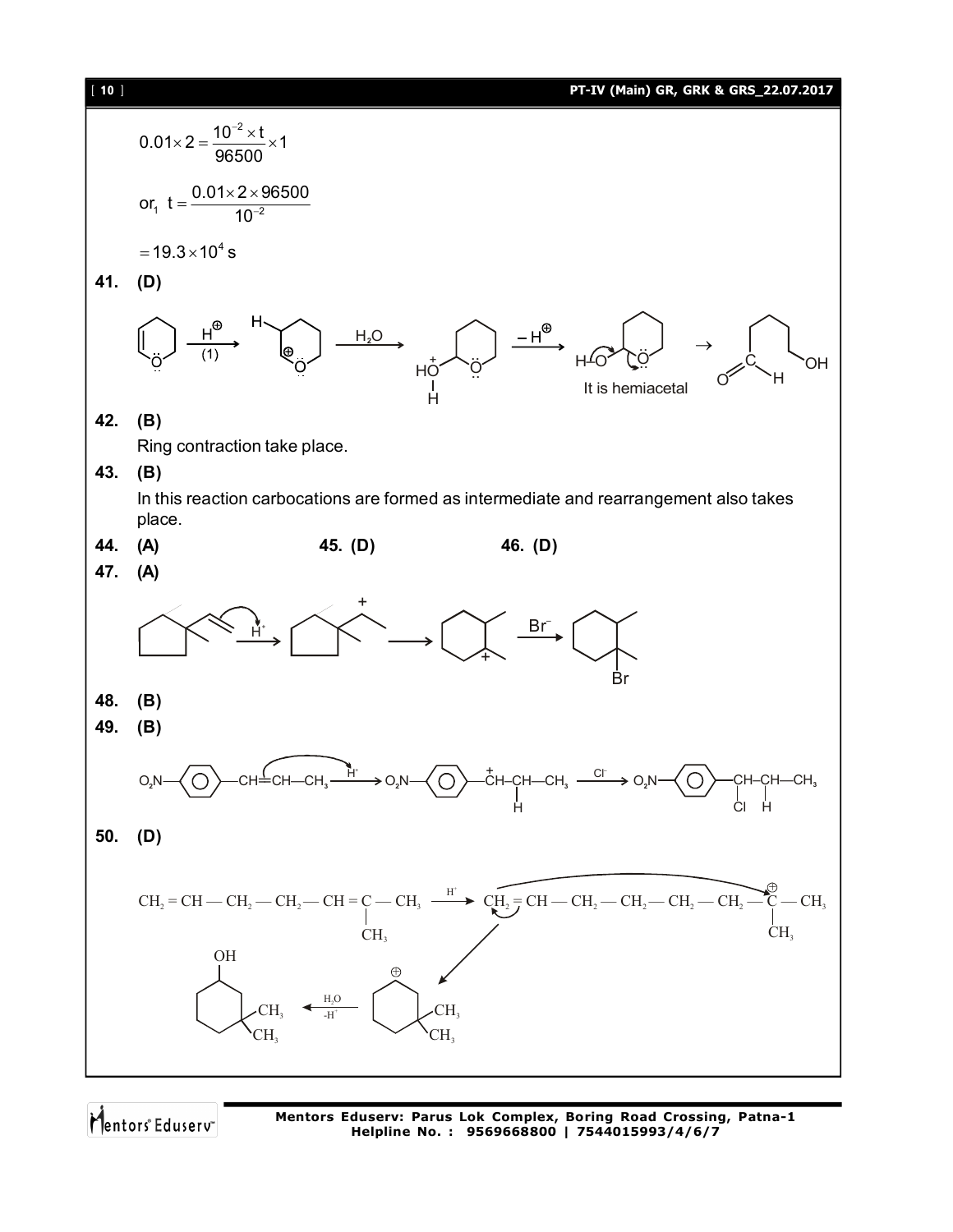$$0.01 \times 2 = \frac{10^{-2} \times t}{96500} \times 1$$

$$\text{or}_1 \ t = \frac{0.01 \times 2 \times 96500}{10^{-2}}$$

$$= 19.3 \times 10^4 \text{ s}$$

**41. (D)**

$\xrightarrow[(1)]{H^{\oplus}}$ $\xrightarrow{H_2O}$ $\xrightarrow{-H^{\oplus}}$ $\rightarrow$

It is hemiacetal

**42. (B)**

Ring contraction take place.

**43. (B)**

In this reaction carbocations are formed as intermediate and rearrangement also takes place.

**44. (A)** **45. (D)** **46. (D)**

**47. (A)**

$\xrightarrow{H^+}$ $\longrightarrow$ $\xrightarrow{Br^-}$

**48. (B)**

**49. (B)**

$O_2N-C_6H_4-CH=CH-CH_3 \xrightarrow{H^+} O_2N-C_6H_4-\overset{+}{C}H-CH(H)-CH_3 \xrightarrow{Cl^-} O_2N-C_6H_4-CH(Cl)-CH(H)-CH_3$

**50. (D)**

$CH_2=CH-CH_2-CH_2-CH=C(CH_3)-CH_3 \xrightarrow{H^+} CH_2=CH-CH_2-CH_2-CH_2-CH_2-\overset{\oplus}{C}(CH_3)-CH_3$

$\xrightarrow[-H^+]{H_2O}$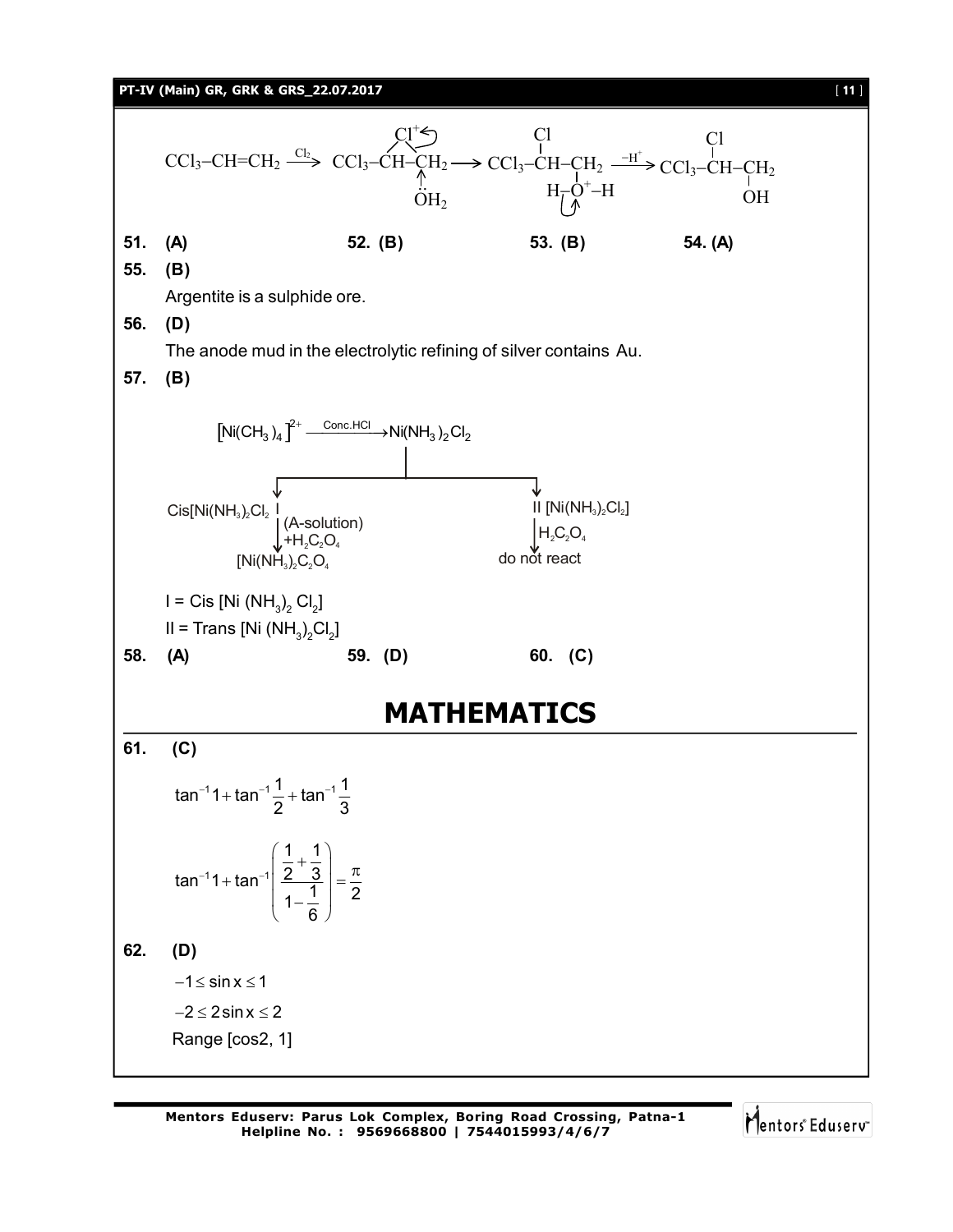$$CCl_3{-}CH{=}CH_2 \xrightarrow{Cl_2} CCl_3{-}\overset{\overset{Cl^+}{\frown}}{CH{-}CH_2} \xrightarrow{\ddot{O}H_2} CCl_3{-}\underset{}{\overset{Cl}{\overset{|}{C}H}}{-}\underset{\underset{H{-}\overset{+}{O}{-}H}{|}}{CH_2} \xrightarrow{-H^+} CCl_3{-}\overset{Cl}{\overset{|}{C}H}{-}\underset{\underset{OH}{|}}{CH_2}$$

**51.** **(A)** **52.** **(B)** **53.** **(B)** **54.** **(A)**

**55.** **(B)**

Argentite is a sulphide ore.

**56.** **(D)**

The anode mud in the electrolytic refining of silver contains Au.

**57.** **(B)**

$$[Ni(CH_3)_4]^{2+} \xrightarrow{Conc.HCl} Ni(NH_3)_2Cl_2$$

Cis$[Ni(NH_3)_2Cl_2]$ I $\xrightarrow{(A\text{-solution}) + H_2C_2O_4}$ $[Ni(NH_3)_2C_2O_4]$

II $[Ni(NH_3)_2Cl_2]$ $\xrightarrow{H_2C_2O_4}$ do not react

I = Cis $[Ni(NH_3)_2Cl_2]$

II = Trans $[Ni(NH_3)_2Cl_2]$

**58.** **(A)** **59.** **(D)** **60.** **(C)**

# MATHEMATICS

**61.** **(C)**

$$\tan^{-1}1 + \tan^{-1}\frac{1}{2} + \tan^{-1}\frac{1}{3}$$

$$\tan^{-1}1 + \tan^{-1}\left(\frac{\frac{1}{2}+\frac{1}{3}}{1-\frac{1}{6}}\right) = \frac{\pi}{2}$$

**62.** **(D)**

$$-1 \le \sin x \le 1$$

$$-2 \le 2\sin x \le 2$$

Range [cos2, 1]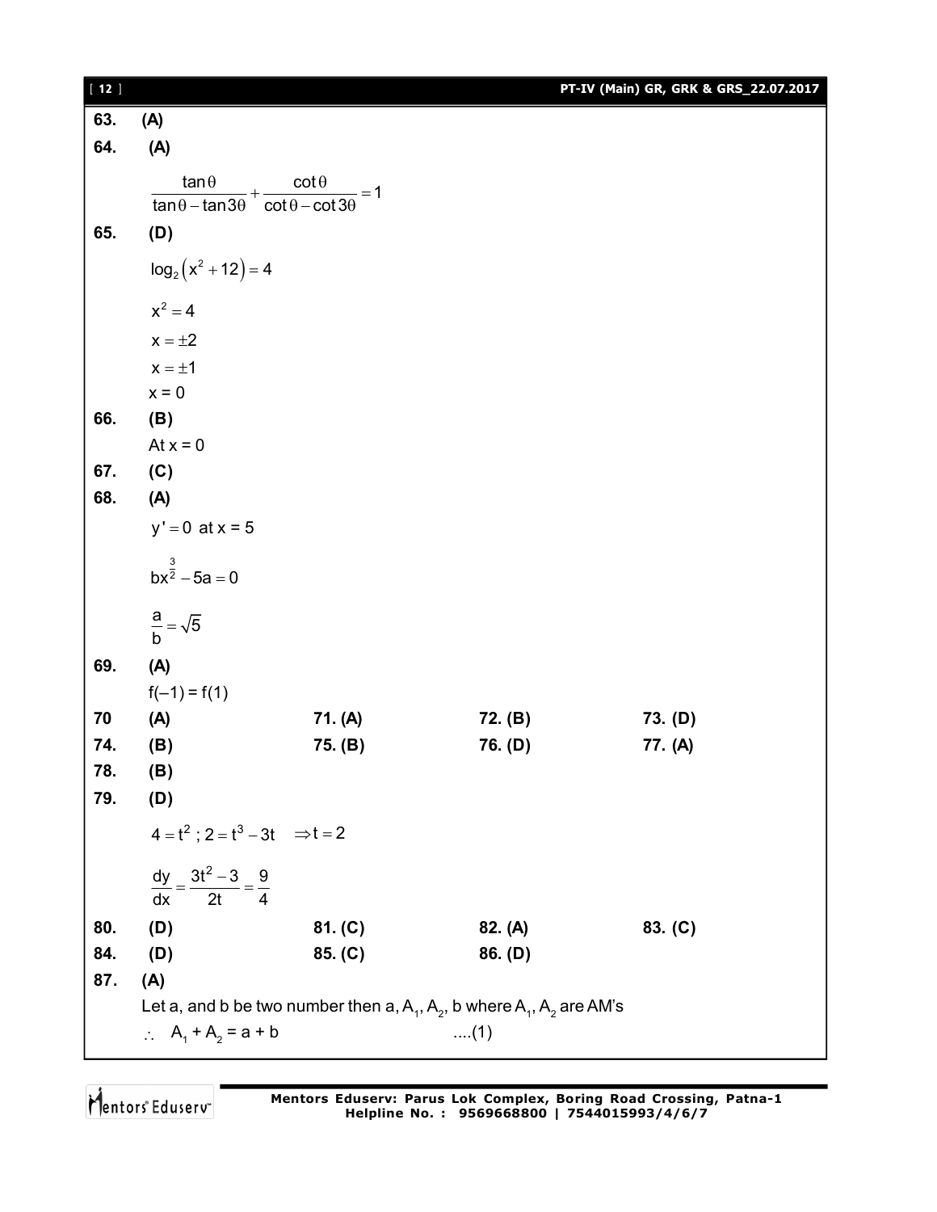63. (A)

64. (A)

$$\frac{\tan\theta}{\tan\theta - \tan 3\theta} + \frac{\cot\theta}{\cot\theta - \cot 3\theta} = 1$$

65. (D)

$\log_2\left(x^2 + 12\right) = 4$

$x^2 = 4$

$x = \pm 2$

$x = \pm 1$

$x = 0$

66. (B)

At $x = 0$

67. (C)

68. (A)

$y' = 0$ at $x = 5$

$bx^{\frac{3}{2}} - 5a = 0$

$\frac{a}{b} = \sqrt{5}$

69. (A)

$f(-1) = f(1)$

| | | | |
|---|---|---|---|
| 70 (A) | 71. (A) | 72. (B) | 73. (D) |
| 74. (B) | 75. (B) | 76. (D) | 77. (A) |

78. (B)

79. (D)

$4 = t^2$ ; $2 = t^3 - 3t \quad \Rightarrow t = 2$

$\frac{dy}{dx} = \frac{3t^2 - 3}{2t} = \frac{9}{4}$

| | | | |
|---|---|---|---|
| 80. (D) | 81. (C) | 82. (A) | 83. (C) |
| 84. (D) | 85. (C) | 86. (D) | |

87. (A)

Let a, and b be two number then a, $A_1$, $A_2$, b where $A_1$, $A_2$ are AM's

$\therefore \quad A_1 + A_2 = a + b \quad \quad$ ....(1)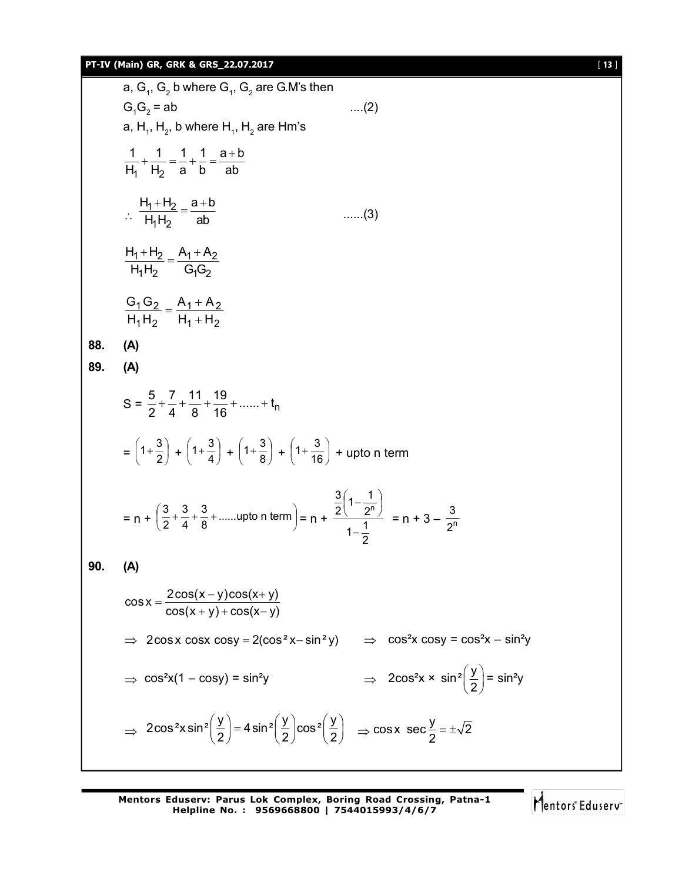a, $G_1$, $G_2$ b where $G_1$, $G_2$ are G.M's then

$G_1G_2 = ab$ ....(2)

a, $H_1$, $H_2$, b where $H_1$, $H_2$ are Hm's

$$\frac{1}{H_1}+\frac{1}{H_2}=\frac{1}{a}+\frac{1}{b}=\frac{a+b}{ab}$$

$$\therefore\ \frac{H_1+H_2}{H_1H_2}=\frac{a+b}{ab} \qquad ......(3)$$

$$\frac{H_1+H_2}{H_1H_2}=\frac{A_1+A_2}{G_1G_2}$$

$$\frac{G_1G_2}{H_1H_2}=\frac{A_1+A_2}{H_1+H_2}$$

**88. (A)**

**89. (A)**

$$S = \frac{5}{2}+\frac{7}{4}+\frac{11}{8}+\frac{19}{16}+......+t_n$$

$$= \left(1+\frac{3}{2}\right) + \left(1+\frac{3}{4}\right) + \left(1+\frac{3}{8}\right) + \left(1+\frac{3}{16}\right) + \text{upto n term}$$

$$= n + \left(\frac{3}{2}+\frac{3}{4}+\frac{3}{8}+......\text{upto n term}\right) = n + \frac{\frac{3}{2}\left(1-\frac{1}{2^n}\right)}{1-\frac{1}{2}} = n + 3 - \frac{3}{2^n}$$

**90. (A)**

$$\cos x = \frac{2\cos(x-y)\cos(x+y)}{\cos(x+y)+\cos(x-y)}$$

$\Rightarrow\ 2\cos x \cos x \cos y = 2(\cos^2 x - \sin^2 y) \quad \Rightarrow\ \cos^2 x \cos y = \cos^2 x - \sin^2 y$

$\Rightarrow\ \cos^2 x(1-\cos y) = \sin^2 y \quad \Rightarrow\ 2\cos^2 x \times \sin^2\left(\frac{y}{2}\right) = \sin^2 y$

$\Rightarrow\ 2\cos^2 x \sin^2\left(\frac{y}{2}\right) = 4\sin^2\left(\frac{y}{2}\right)\cos^2\left(\frac{y}{2}\right) \quad \Rightarrow \cos x\ \sec\frac{y}{2} = \pm\sqrt{2}$